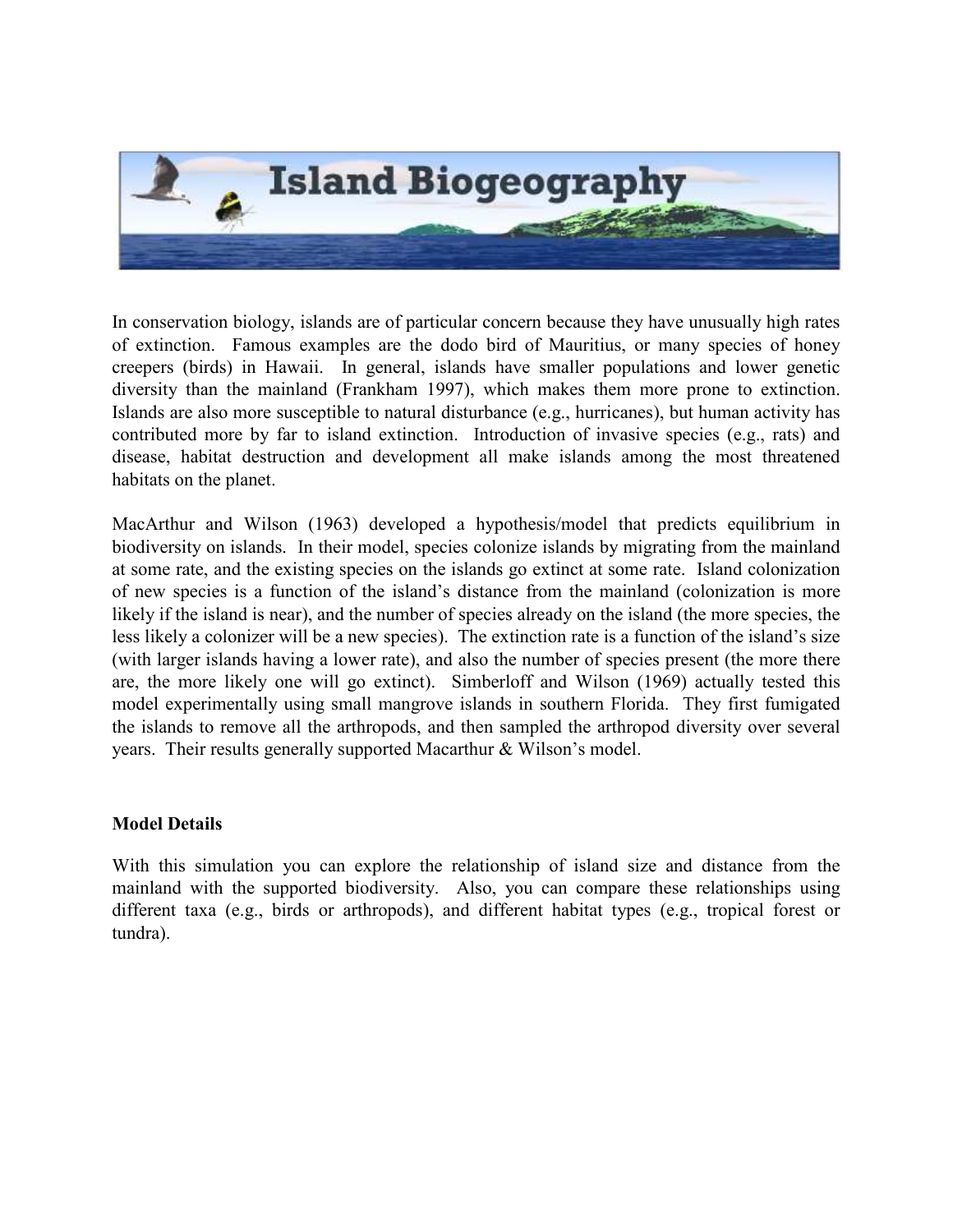# Island Biogeography

In conservation biology, islands are of particular concern because they have unusually high rates of extinction. Famous examples are the dodo bird of Mauritius, or many species of honey creepers (birds) in Hawaii. In general, islands have smaller populations and lower genetic diversity than the mainland (Frankham 1997), which makes them more prone to extinction. Islands are also more susceptible to natural disturbance (e.g., hurricanes), but human activity has contributed more by far to island extinction. Introduction of invasive species (e.g., rats) and disease, habitat destruction and development all make islands among the most threatened habitats on the planet.

MacArthur and Wilson (1963) developed a hypothesis/model that predicts equilibrium in biodiversity on islands. In their model, species colonize islands by migrating from the mainland at some rate, and the existing species on the islands go extinct at some rate. Island colonization of new species is a function of the island's distance from the mainland (colonization is more likely if the island is near), and the number of species already on the island (the more species, the less likely a colonizer will be a new species). The extinction rate is a function of the island's size (with larger islands having a lower rate), and also the number of species present (the more there are, the more likely one will go extinct). Simberloff and Wilson (1969) actually tested this model experimentally using small mangrove islands in southern Florida. They first fumigated the islands to remove all the arthropods, and then sampled the arthropod diversity over several years. Their results generally supported Macarthur & Wilson's model.

**Model Details**

With this simulation you can explore the relationship of island size and distance from the mainland with the supported biodiversity. Also, you can compare these relationships using different taxa (e.g., birds or arthropods), and different habitat types (e.g., tropical forest or tundra).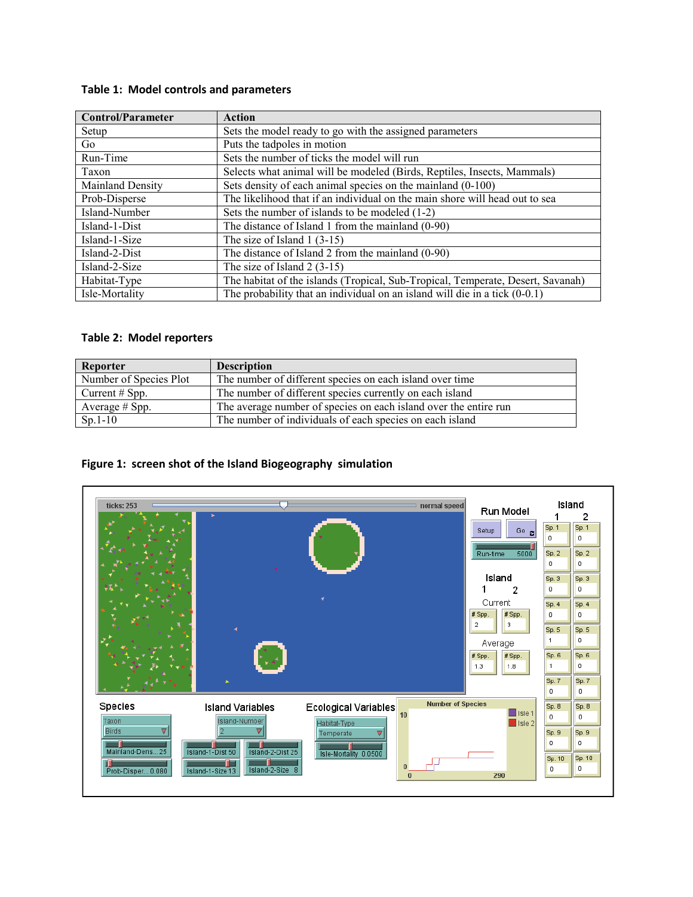**Table 1: Model controls and parameters**

| Control/Parameter | Action |
|---|---|
| Setup | Sets the model ready to go with the assigned parameters |
| Go | Puts the tadpoles in motion |
| Run-Time | Sets the number of ticks the model will run |
| Taxon | Selects what animal will be modeled (Birds, Reptiles, Insects, Mammals) |
| Mainland Density | Sets density of each animal species on the mainland (0-100) |
| Prob-Disperse | The likelihood that if an individual on the main shore will head out to sea |
| Island-Number | Sets the number of islands to be modeled (1-2) |
| Island-1-Dist | The distance of Island 1 from the mainland (0-90) |
| Island-1-Size | The size of Island 1 (3-15) |
| Island-2-Dist | The distance of Island 2 from the mainland (0-90) |
| Island-2-Size | The size of Island 2 (3-15) |
| Habitat-Type | The habitat of the islands (Tropical, Sub-Tropical, Temperate, Desert, Savanah) |
| Isle-Mortality | The probability that an individual on an island will die in a tick (0-0.1) |

**Table 2: Model reporters**

| Reporter | Description |
|---|---|
| Number of Species Plot | The number of different species on each island over time |
| Current # Spp. | The number of different species currently on each island |
| Average # Spp. | The average number of species on each island over the entire run |
| Sp.1-10 | The number of individuals of each species on each island |

**Figure 1: screen shot of the Island Biogeography simulation**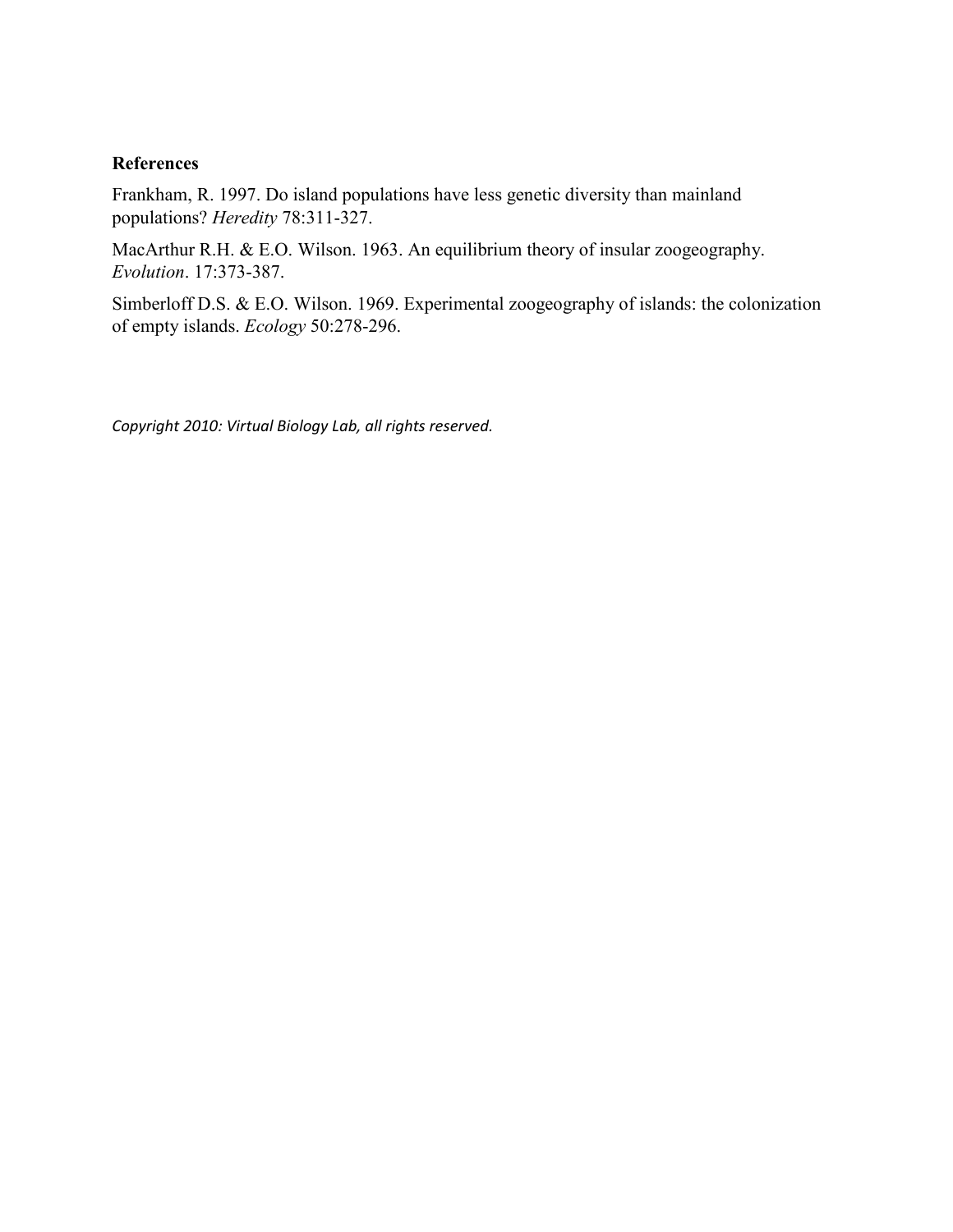## References

Frankham, R. 1997. Do island populations have less genetic diversity than mainland populations? *Heredity* 78:311-327.

MacArthur R.H. & E.O. Wilson. 1963. An equilibrium theory of insular zoogeography. *Evolution*. 17:373-387.

Simberloff D.S. & E.O. Wilson. 1969. Experimental zoogeography of islands: the colonization of empty islands. *Ecology* 50:278-296.

*Copyright 2010: Virtual Biology Lab, all rights reserved.*